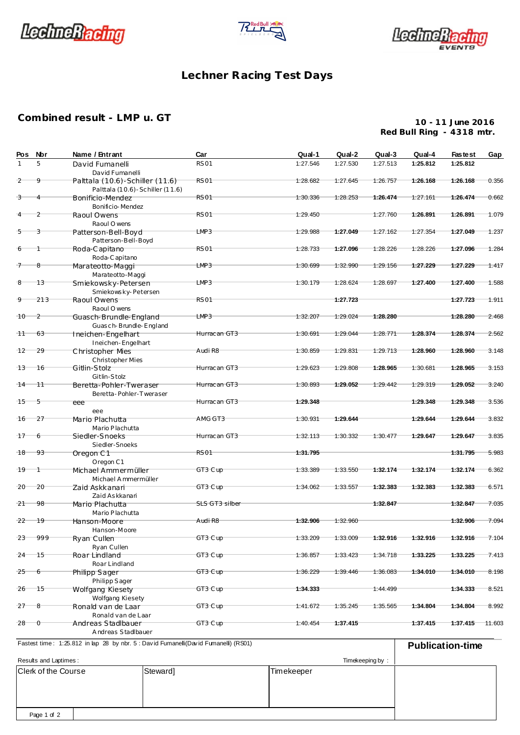# Lechner Racing Test Days

## Combined result - LMP u. GT

**10 - 11 June 2016**
**Red Bull Ring - 4318 mtr.**

| Pos | Nbr | Name / Entrant | Car | Qual-1 | Qual-2 | Qual-3 | Qual-4 | Fastest | Gap |
|---|---|---|---|---|---|---|---|---|---|
| 1 | 5 | David Fumanelli<br>David Fumanelli | RS01 | 1:27.546 | 1:27.530 | 1:27.513 | **1:25.812** | **1:25.812** | |
| 2 | 9 | Palttala (10.6)-Schiller (11.6)<br>Palttala (10.6)-Schiller (11.6) | RS01 | 1:28.682 | 1:27.645 | 1:26.757 | **1:26.168** | **1:26.168** | 0.356 |
| 3 | 4 | Bonificio-Mendez<br>Bonificio-Mendez | RS01 | 1:30.336 | 1:28.253 | **1:26.474** | 1:27.161 | **1:26.474** | 0.662 |
| 4 | 2 | Raoul Owens<br>Raoul Owens | RS01 | 1:29.450 | | 1:27.760 | **1:26.891** | **1:26.891** | 1.079 |
| 5 | 3 | Patterson-Bell-Boyd<br>Patterson-Bell-Boyd | LMP3 | 1:29.988 | **1:27.049** | 1:27.162 | 1:27.354 | **1:27.049** | 1.237 |
| 6 | 1 | Roda-Capitano<br>Roda-Capitano | RS01 | 1:28.733 | **1:27.096** | 1:28.226 | 1:28.226 | **1:27.096** | 1.284 |
| 7 | 8 | Marateotto-Maggi<br>Marateotto-Maggi | LMP3 | 1:30.699 | 1:32.990 | 1:29.156 | **1:27.229** | **1:27.229** | 1.417 |
| 8 | 13 | Smiekowsky-Petersen<br>Smiekowsky-Petersen | LMP3 | 1:30.179 | 1:28.624 | 1:28.697 | **1:27.400** | **1:27.400** | 1.588 |
| 9 | 213 | Raoul Owens<br>Raoul Owens | RS01 | | **1:27.723** | | | **1:27.723** | 1.911 |
| 10 | 2 | Guasch-Brundle-England<br>Guasch-Brundle-England | LMP3 | 1:32.207 | 1:29.024 | **1:28.280** | | **1:28.280** | 2.468 |
| 11 | 63 | Ineichen-Engelhart<br>Ineichen-Engelhart | Hurracan GT3 | 1:30.691 | 1:29.044 | 1:28.771 | **1:28.374** | **1:28.374** | 2.562 |
| 12 | 29 | Christopher Mies<br>Christopher Mies | Audi R8 | 1:30.859 | 1:29.831 | 1:29.713 | **1:28.960** | **1:28.960** | 3.148 |
| 13 | 16 | Gitlin-Stolz<br>Gitlin-Stolz | Hurracan GT3 | 1:29.623 | 1:29.808 | **1:28.965** | 1:30.681 | **1:28.965** | 3.153 |
| 14 | 11 | Beretta-Pohler-Tweraser<br>Beretta-Pohler-Tweraser | Hurracan GT3 | 1:30.893 | **1:29.052** | 1:29.442 | 1:29.319 | **1:29.052** | 3.240 |
| 15 | 5 | eee<br>eee | Hurracan GT3 | **1:29.348** | | | **1:29.348** | **1:29.348** | 3.536 |
| 16 | 27 | Mario Plachutta<br>Mario Plachutta | AMG GT3 | 1:30.931 | **1:29.644** | | **1:29.644** | **1:29.644** | 3.832 |
| 17 | 6 | Siedler-Snoeks<br>Siedler-Snoeks | Hurracan GT3 | 1:32.113 | 1:30.332 | 1:30.477 | **1:29.647** | **1:29.647** | 3.835 |
| 18 | 93 | Oregon C1<br>Oregon C1 | RS01 | **1:31.795** | | | | **1:31.795** | 5.983 |
| 19 | 1 | Michael Ammermüller<br>Michael Ammermüller | GT3 Cup | 1:33.389 | 1:33.550 | **1:32.174** | **1:32.174** | **1:32.174** | 6.362 |
| 20 | 20 | Zaid Askkanari<br>Zaid Askkanari | GT3 Cup | 1:34.062 | 1:33.557 | **1:32.383** | **1:32.383** | **1:32.383** | 6.571 |
| 21 | 98 | Mario Plachutta<br>Mario Plachutta | SLS GT3 silber | | | **1:32.847** | | **1:32.847** | 7.035 |
| 22 | 19 | Hanson-Moore<br>Hanson-Moore | Audi R8 | **1:32.906** | 1:32.960 | | | **1:32.906** | 7.094 |
| 23 | 999 | Ryan Cullen<br>Ryan Cullen | GT3 Cup | 1:33.209 | 1:33.009 | **1:32.916** | **1:32.916** | **1:32.916** | 7.104 |
| 24 | 15 | Roar Lindland<br>Roar Lindland | GT3 Cup | 1:36.857 | 1:33.423 | 1:34.718 | **1:33.225** | **1:33.225** | 7.413 |
| 25 | 6 | Philipp Sager<br>Philipp Sager | GT3 Cup | 1:36.229 | 1:39.446 | 1:36.083 | **1:34.010** | **1:34.010** | 8.198 |
| 26 | 15 | Wolfgang Kiesety<br>Wolfgang Kiesety | GT3 Cup | **1:34.333** | | 1:44.499 | | **1:34.333** | 8.521 |
| 27 | 8 | Ronald van de Laar<br>Ronald van de Laar | GT3 Cup | 1:41.672 | 1:35.245 | 1:35.565 | **1:34.804** | **1:34.804** | 8.992 |
| 28 | 0 | Andreas Stadlbauer<br>Andreas Stadlbauer | GT3 Cup | 1:40.454 | **1:37.415** | | **1:37.415** | **1:37.415** | 11.603 |

Fastest time : 1:25.812 in lap 28 by nbr. 5 : David Fumanelli(David Fumanelli) (RS01)

**Publication-time**

Results and Laptimes :

Timekeeping by :

| Clerk of the Course | Steward] | Timekeeper | |
|---|---|---|---|
| | | | |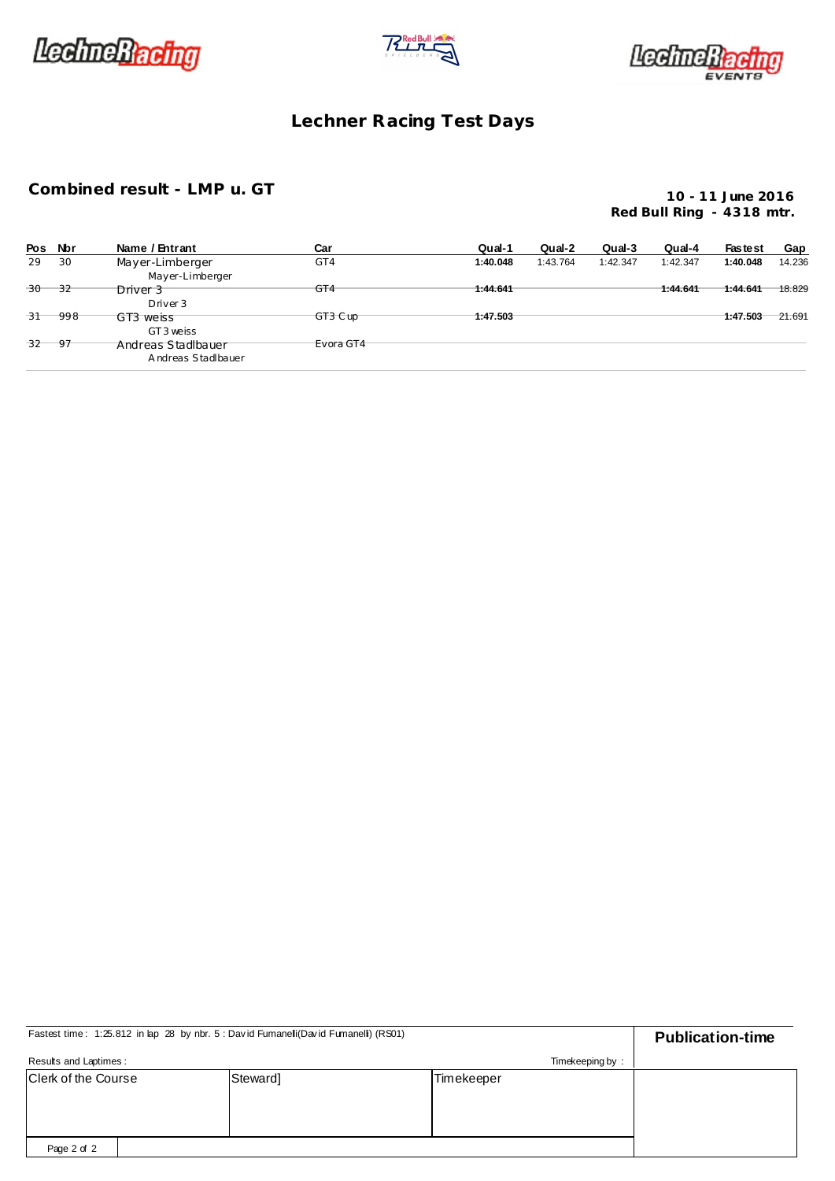# Lechner Racing Test Days

## Combined result - LMP u. GT

**10 - 11 June 2016**
**Red Bull Ring - 4318 mtr.**

| Pos | Nbr | Name / Entrant | Car | Qual-1 | Qual-2 | Qual-3 | Qual-4 | Fastest | Gap |
|---|---|---|---|---|---|---|---|---|---|
| 29 | 30 | Mayer-Limberger<br>Mayer-Limberger | GT4 | **1:40.048** | 1:43.764 | 1:42.347 | 1:42.347 | **1:40.048** | 14.236 |
| 30 | 32 | Driver 3<br>Driver 3 | GT4 | **1:44.641** | | | **1:44.641** | **1:44.641** | 18.829 |
| 31 | 998 | GT3 weiss<br>GT3 weiss | GT3 Cup | **1:47.503** | | | | **1:47.503** | 21.691 |
| 32 | 97 | Andreas Stadlbauer<br>Andreas Stadlbauer | Evora GT4 | | | | | | |

Fastest time : 1:25.812 in lap 28 by nbr. 5 : David Fumanelli(David Fumanelli) (RS01)

**Publication-time**

Results and Laptimes :

Timekeeping by :

| Clerk of the Course | Steward] | Timekeeper |
|---|---|---|
| | | |